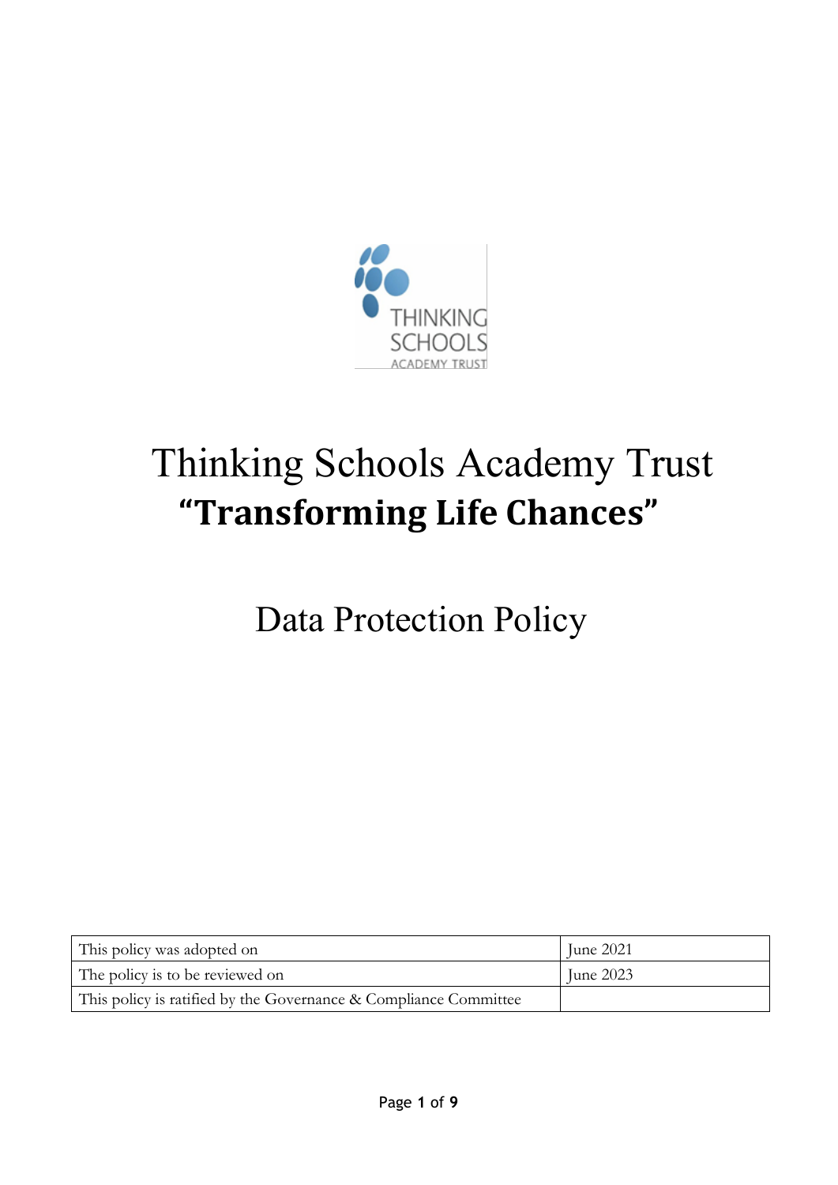# Thinking Schools Academy Trust

## "Transforming Life Chances"

# Data Protection Policy

| This policy was adopted on | June 2021 |
|---|---|
| The policy is to be reviewed on | June 2023 |
| This policy is ratified by the Governance & Compliance Committee | |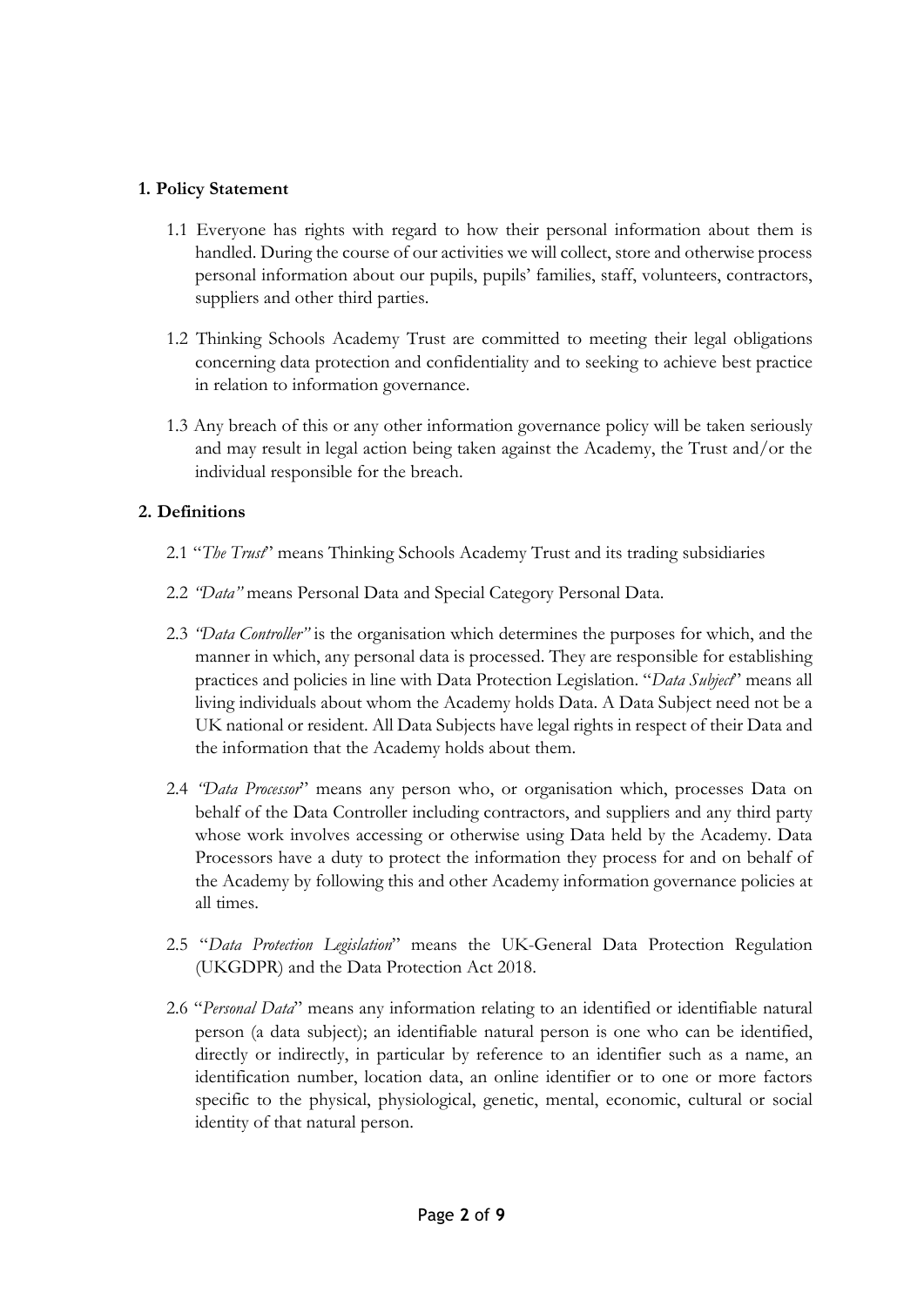## 1. Policy Statement

1.1 Everyone has rights with regard to how their personal information about them is handled. During the course of our activities we will collect, store and otherwise process personal information about our pupils, pupils' families, staff, volunteers, contractors, suppliers and other third parties.

1.2 Thinking Schools Academy Trust are committed to meeting their legal obligations concerning data protection and confidentiality and to seeking to achieve best practice in relation to information governance.

1.3 Any breach of this or any other information governance policy will be taken seriously and may result in legal action being taken against the Academy, the Trust and/or the individual responsible for the breach.

## 2. Definitions

2.1 "*The Trust*" means Thinking Schools Academy Trust and its trading subsidiaries

2.2 *"Data"* means Personal Data and Special Category Personal Data.

2.3 *"Data Controller"* is the organisation which determines the purposes for which, and the manner in which, any personal data is processed. They are responsible for establishing practices and policies in line with Data Protection Legislation. "*Data Subject*" means all living individuals about whom the Academy holds Data. A Data Subject need not be a UK national or resident. All Data Subjects have legal rights in respect of their Data and the information that the Academy holds about them.

2.4 *"Data Processor*" means any person who, or organisation which, processes Data on behalf of the Data Controller including contractors, and suppliers and any third party whose work involves accessing or otherwise using Data held by the Academy. Data Processors have a duty to protect the information they process for and on behalf of the Academy by following this and other Academy information governance policies at all times.

2.5 "*Data Protection Legislation*" means the UK-General Data Protection Regulation (UKGDPR) and the Data Protection Act 2018.

2.6 "*Personal Data*" means any information relating to an identified or identifiable natural person (a data subject); an identifiable natural person is one who can be identified, directly or indirectly, in particular by reference to an identifier such as a name, an identification number, location data, an online identifier or to one or more factors specific to the physical, physiological, genetic, mental, economic, cultural or social identity of that natural person.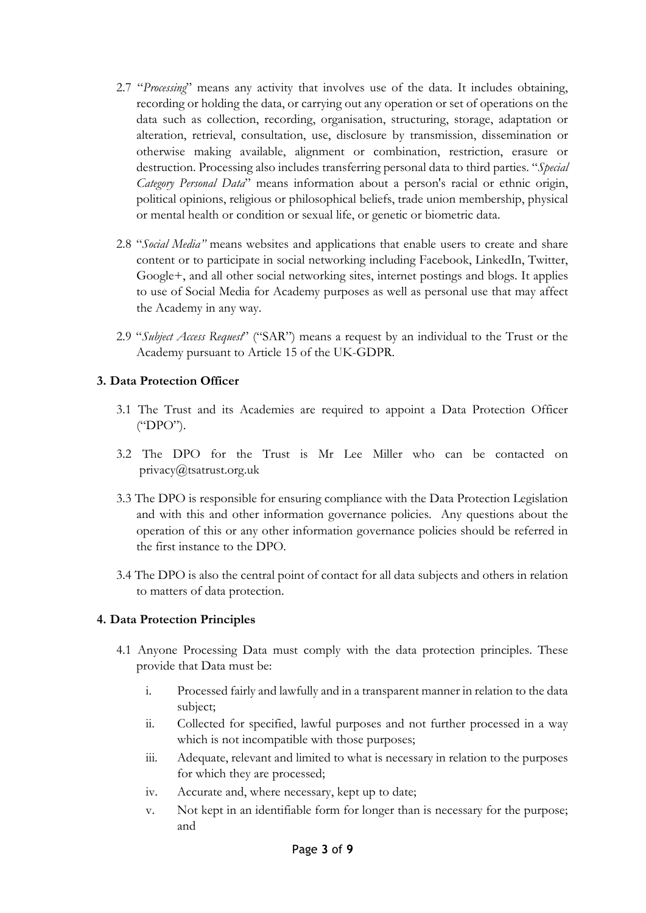2.7 "*Processing*" means any activity that involves use of the data. It includes obtaining, recording or holding the data, or carrying out any operation or set of operations on the data such as collection, recording, organisation, structuring, storage, adaptation or alteration, retrieval, consultation, use, disclosure by transmission, dissemination or otherwise making available, alignment or combination, restriction, erasure or destruction. Processing also includes transferring personal data to third parties. "*Special Category Personal Data*" means information about a person's racial or ethnic origin, political opinions, religious or philosophical beliefs, trade union membership, physical or mental health or condition or sexual life, or genetic or biometric data.

2.8 "*Social Media"* means websites and applications that enable users to create and share content or to participate in social networking including Facebook, LinkedIn, Twitter, Google+, and all other social networking sites, internet postings and blogs. It applies to use of Social Media for Academy purposes as well as personal use that may affect the Academy in any way.

2.9 "*Subject Access Request*" ("SAR") means a request by an individual to the Trust or the Academy pursuant to Article 15 of the UK-GDPR.

**3. Data Protection Officer**

3.1 The Trust and its Academies are required to appoint a Data Protection Officer ("DPO").

3.2 The DPO for the Trust is Mr Lee Miller who can be contacted on privacy@tsatrust.org.uk

3.3 The DPO is responsible for ensuring compliance with the Data Protection Legislation and with this and other information governance policies. Any questions about the operation of this or any other information governance policies should be referred in the first instance to the DPO.

3.4 The DPO is also the central point of contact for all data subjects and others in relation to matters of data protection.

**4. Data Protection Principles**

4.1 Anyone Processing Data must comply with the data protection principles. These provide that Data must be:

i. Processed fairly and lawfully and in a transparent manner in relation to the data subject;
ii. Collected for specified, lawful purposes and not further processed in a way which is not incompatible with those purposes;
iii. Adequate, relevant and limited to what is necessary in relation to the purposes for which they are processed;
iv. Accurate and, where necessary, kept up to date;
v. Not kept in an identifiable form for longer than is necessary for the purpose; and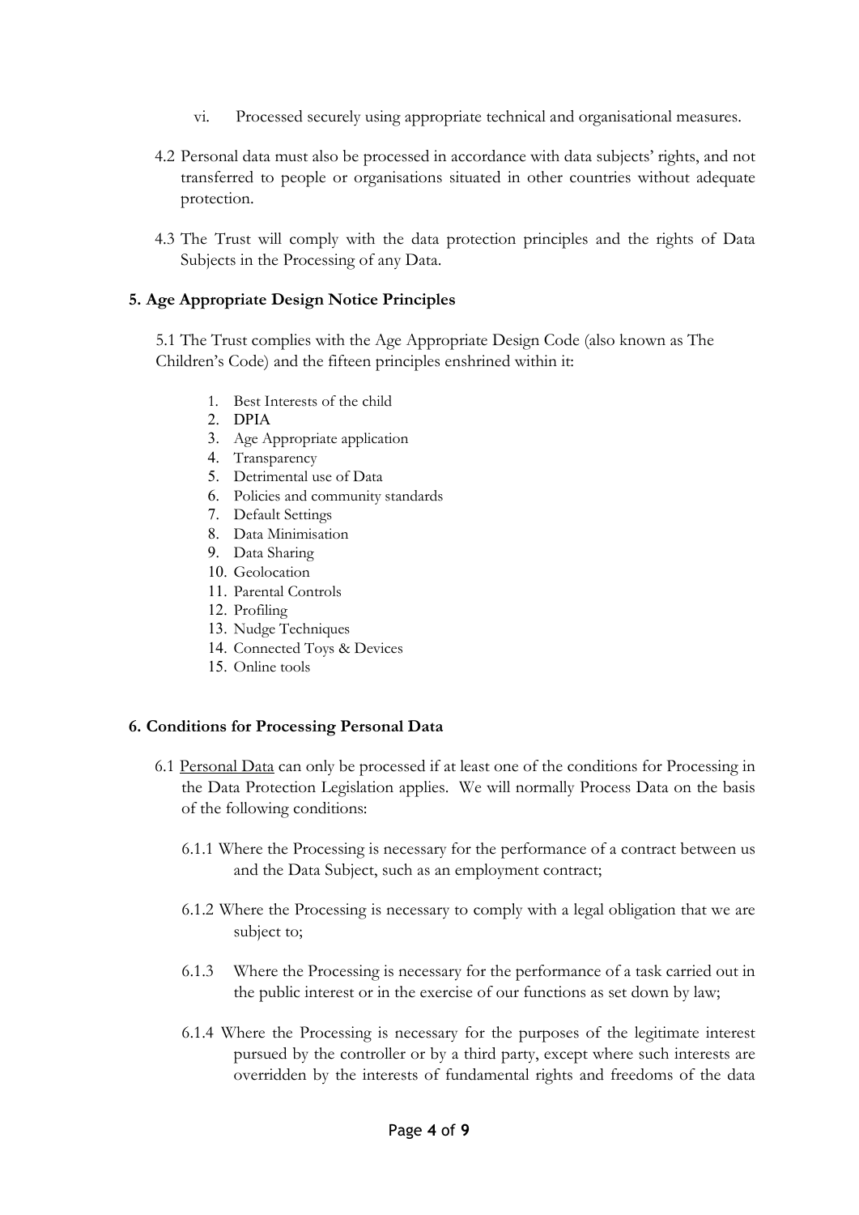vi. Processed securely using appropriate technical and organisational measures.

4.2 Personal data must also be processed in accordance with data subjects' rights, and not transferred to people or organisations situated in other countries without adequate protection.

4.3 The Trust will comply with the data protection principles and the rights of Data Subjects in the Processing of any Data.

**5. Age Appropriate Design Notice Principles**

5.1 The Trust complies with the Age Appropriate Design Code (also known as The Children's Code) and the fifteen principles enshrined within it:

1. Best Interests of the child
2. DPIA
3. Age Appropriate application
4. Transparency
5. Detrimental use of Data
6. Policies and community standards
7. Default Settings
8. Data Minimisation
9. Data Sharing
10. Geolocation
11. Parental Controls
12. Profiling
13. Nudge Techniques
14. Connected Toys & Devices
15. Online tools

**6. Conditions for Processing Personal Data**

6.1 Personal Data can only be processed if at least one of the conditions for Processing in the Data Protection Legislation applies. We will normally Process Data on the basis of the following conditions:

6.1.1 Where the Processing is necessary for the performance of a contract between us and the Data Subject, such as an employment contract;

6.1.2 Where the Processing is necessary to comply with a legal obligation that we are subject to;

6.1.3 Where the Processing is necessary for the performance of a task carried out in the public interest or in the exercise of our functions as set down by law;

6.1.4 Where the Processing is necessary for the purposes of the legitimate interest pursued by the controller or by a third party, except where such interests are overridden by the interests of fundamental rights and freedoms of the data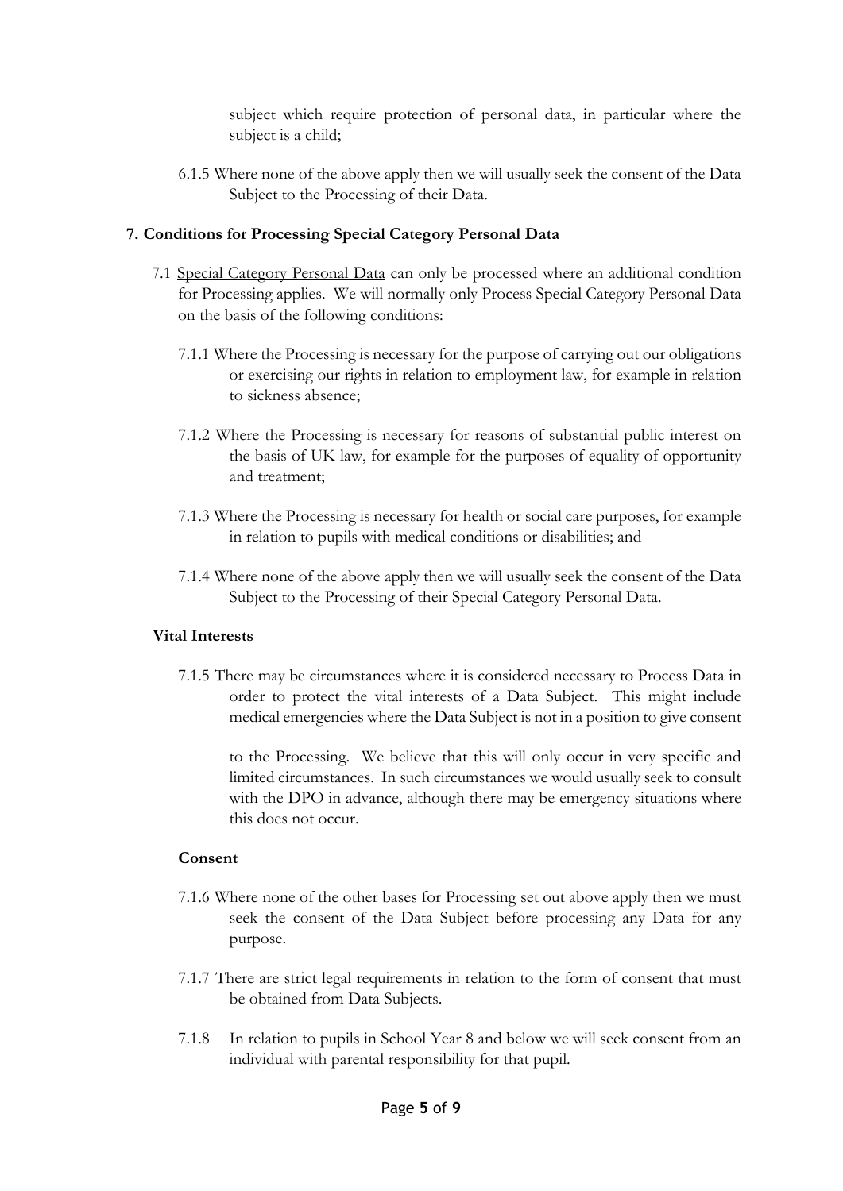subject which require protection of personal data, in particular where the subject is a child;

6.1.5 Where none of the above apply then we will usually seek the consent of the Data Subject to the Processing of their Data.

## 7. Conditions for Processing Special Category Personal Data

7.1 Special Category Personal Data can only be processed where an additional condition for Processing applies. We will normally only Process Special Category Personal Data on the basis of the following conditions:

7.1.1 Where the Processing is necessary for the purpose of carrying out our obligations or exercising our rights in relation to employment law, for example in relation to sickness absence;

7.1.2 Where the Processing is necessary for reasons of substantial public interest on the basis of UK law, for example for the purposes of equality of opportunity and treatment;

7.1.3 Where the Processing is necessary for health or social care purposes, for example in relation to pupils with medical conditions or disabilities; and

7.1.4 Where none of the above apply then we will usually seek the consent of the Data Subject to the Processing of their Special Category Personal Data.

### Vital Interests

7.1.5 There may be circumstances where it is considered necessary to Process Data in order to protect the vital interests of a Data Subject. This might include medical emergencies where the Data Subject is not in a position to give consent to the Processing. We believe that this will only occur in very specific and limited circumstances. In such circumstances we would usually seek to consult with the DPO in advance, although there may be emergency situations where this does not occur.

### Consent

7.1.6 Where none of the other bases for Processing set out above apply then we must seek the consent of the Data Subject before processing any Data for any purpose.

7.1.7 There are strict legal requirements in relation to the form of consent that must be obtained from Data Subjects.

7.1.8 In relation to pupils in School Year 8 and below we will seek consent from an individual with parental responsibility for that pupil.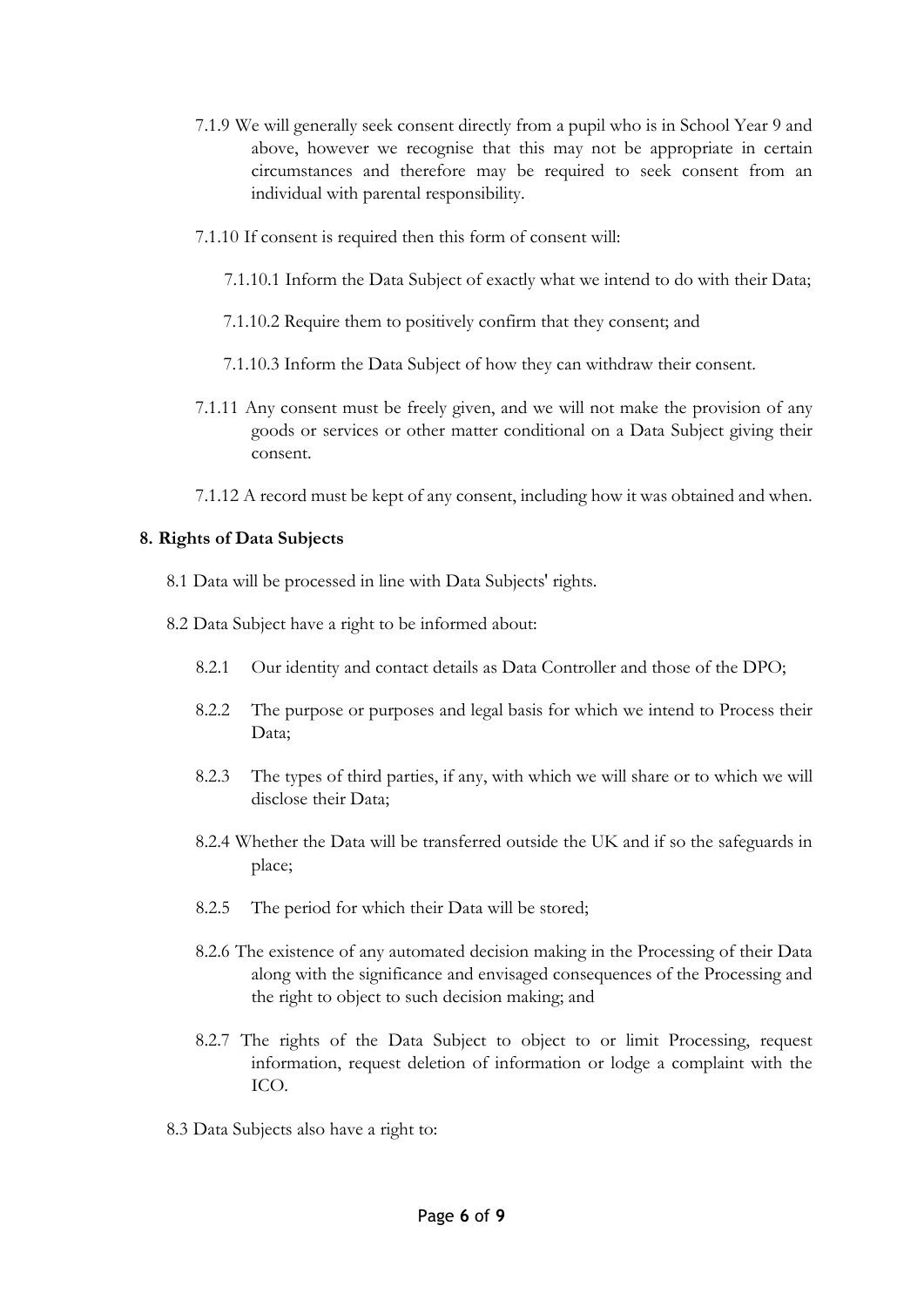7.1.9 We will generally seek consent directly from a pupil who is in School Year 9 and above, however we recognise that this may not be appropriate in certain circumstances and therefore may be required to seek consent from an individual with parental responsibility.

7.1.10 If consent is required then this form of consent will:

7.1.10.1 Inform the Data Subject of exactly what we intend to do with their Data;

7.1.10.2 Require them to positively confirm that they consent; and

7.1.10.3 Inform the Data Subject of how they can withdraw their consent.

7.1.11 Any consent must be freely given, and we will not make the provision of any goods or services or other matter conditional on a Data Subject giving their consent.

7.1.12 A record must be kept of any consent, including how it was obtained and when.

**8. Rights of Data Subjects**

8.1 Data will be processed in line with Data Subjects' rights.

8.2 Data Subject have a right to be informed about:

8.2.1 Our identity and contact details as Data Controller and those of the DPO;

8.2.2 The purpose or purposes and legal basis for which we intend to Process their Data;

8.2.3 The types of third parties, if any, with which we will share or to which we will disclose their Data;

8.2.4 Whether the Data will be transferred outside the UK and if so the safeguards in place;

8.2.5 The period for which their Data will be stored;

8.2.6 The existence of any automated decision making in the Processing of their Data along with the significance and envisaged consequences of the Processing and the right to object to such decision making; and

8.2.7 The rights of the Data Subject to object to or limit Processing, request information, request deletion of information or lodge a complaint with the ICO.

8.3 Data Subjects also have a right to: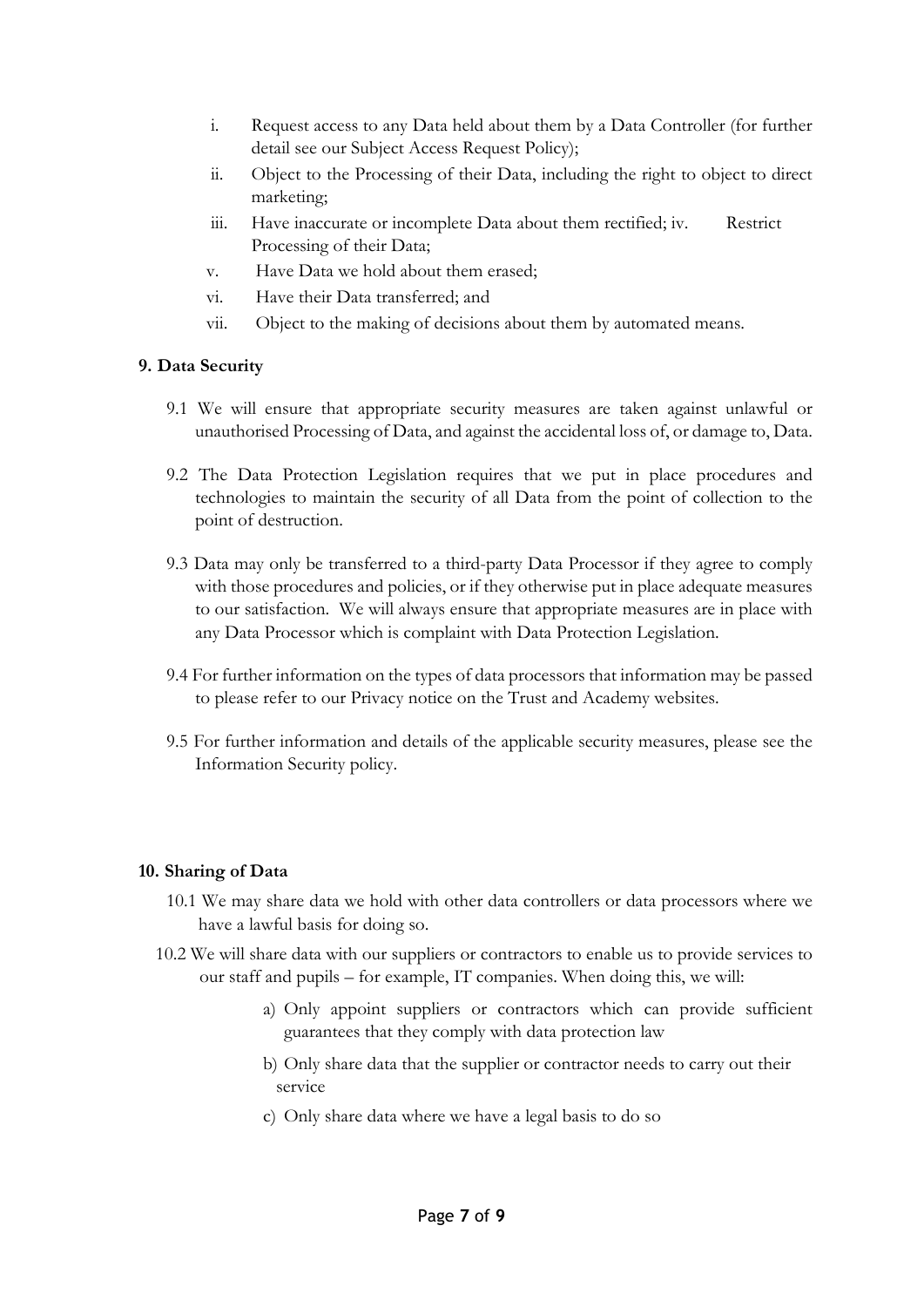i. Request access to any Data held about them by a Data Controller (for further detail see our Subject Access Request Policy);
ii. Object to the Processing of their Data, including the right to object to direct marketing;
iii. Have inaccurate or incomplete Data about them rectified; iv. Restrict Processing of their Data;
v. Have Data we hold about them erased;
vi. Have their Data transferred; and
vii. Object to the making of decisions about them by automated means.

**9. Data Security**

9.1 We will ensure that appropriate security measures are taken against unlawful or unauthorised Processing of Data, and against the accidental loss of, or damage to, Data.

9.2 The Data Protection Legislation requires that we put in place procedures and technologies to maintain the security of all Data from the point of collection to the point of destruction.

9.3 Data may only be transferred to a third-party Data Processor if they agree to comply with those procedures and policies, or if they otherwise put in place adequate measures to our satisfaction. We will always ensure that appropriate measures are in place with any Data Processor which is complaint with Data Protection Legislation.

9.4 For further information on the types of data processors that information may be passed to please refer to our Privacy notice on the Trust and Academy websites.

9.5 For further information and details of the applicable security measures, please see the Information Security policy.

**10. Sharing of Data**

10.1 We may share data we hold with other data controllers or data processors where we have a lawful basis for doing so.

10.2 We will share data with our suppliers or contractors to enable us to provide services to our staff and pupils – for example, IT companies. When doing this, we will:

a) Only appoint suppliers or contractors which can provide sufficient guarantees that they comply with data protection law

b) Only share data that the supplier or contractor needs to carry out their service

c) Only share data where we have a legal basis to do so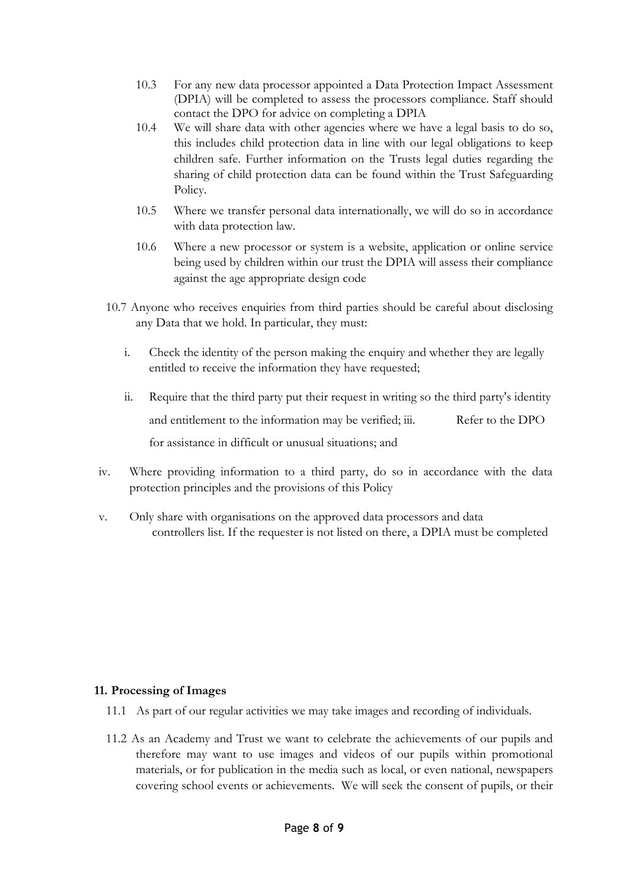10.3 For any new data processor appointed a Data Protection Impact Assessment (DPIA) will be completed to assess the processors compliance. Staff should contact the DPO for advice on completing a DPIA

10.4 We will share data with other agencies where we have a legal basis to do so, this includes child protection data in line with our legal obligations to keep children safe. Further information on the Trusts legal duties regarding the sharing of child protection data can be found within the Trust Safeguarding Policy.

10.5 Where we transfer personal data internationally, we will do so in accordance with data protection law.

10.6 Where a new processor or system is a website, application or online service being used by children within our trust the DPIA will assess their compliance against the age appropriate design code

10.7 Anyone who receives enquiries from third parties should be careful about disclosing any Data that we hold. In particular, they must:

i. Check the identity of the person making the enquiry and whether they are legally entitled to receive the information they have requested;

ii. Require that the third party put their request in writing so the third party's identity and entitlement to the information may be verified;

iii. Refer to the DPO for assistance in difficult or unusual situations; and

iv. Where providing information to a third party, do so in accordance with the data protection principles and the provisions of this Policy

v. Only share with organisations on the approved data processors and data controllers list. If the requester is not listed on there, a DPIA must be completed

**11. Processing of Images**

11.1 As part of our regular activities we may take images and recording of individuals.

11.2 As an Academy and Trust we want to celebrate the achievements of our pupils and therefore may want to use images and videos of our pupils within promotional materials, or for publication in the media such as local, or even national, newspapers covering school events or achievements. We will seek the consent of pupils, or their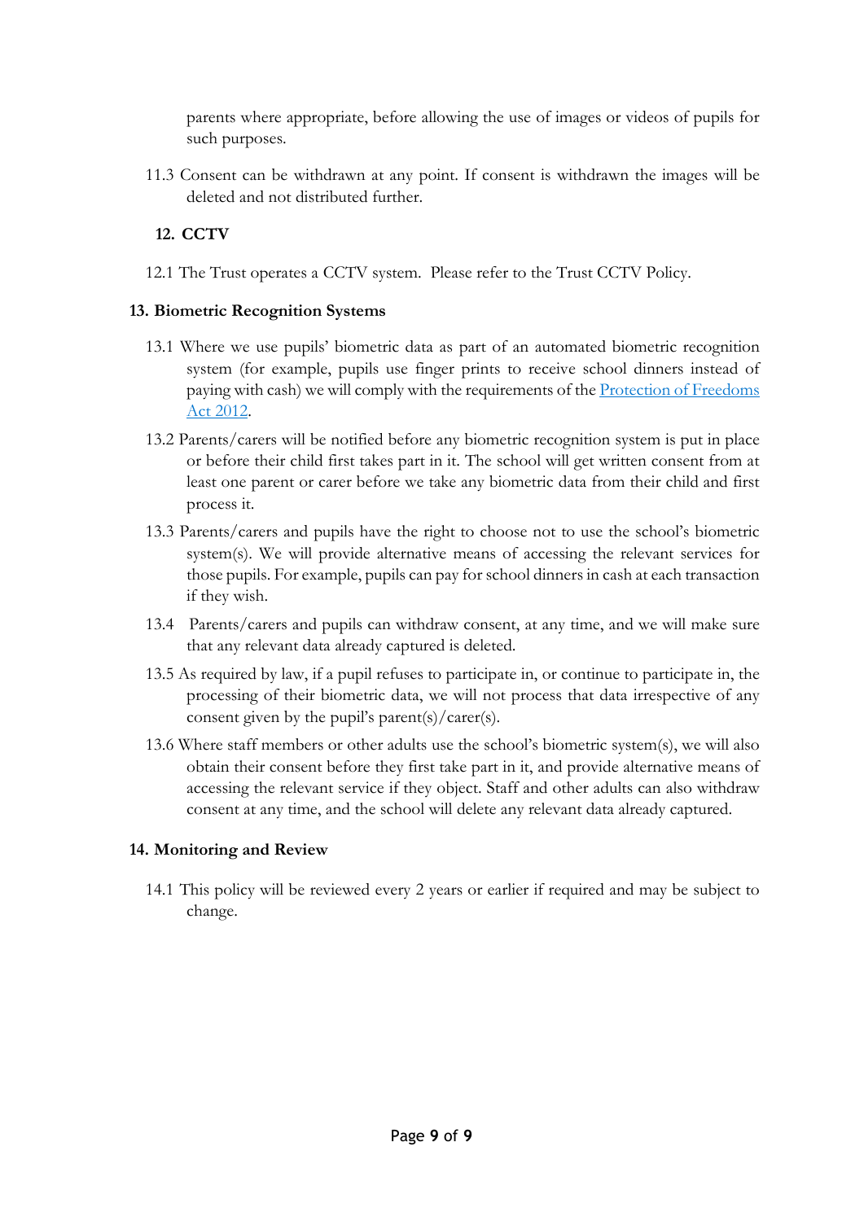parents where appropriate, before allowing the use of images or videos of pupils for such purposes.

11.3 Consent can be withdrawn at any point. If consent is withdrawn the images will be deleted and not distributed further.

## 12. CCTV

12.1 The Trust operates a CCTV system. Please refer to the Trust CCTV Policy.

## 13. Biometric Recognition Systems

13.1 Where we use pupils' biometric data as part of an automated biometric recognition system (for example, pupils use finger prints to receive school dinners instead of paying with cash) we will comply with the requirements of the [Protection of Freedoms Act 2012](#).

13.2 Parents/carers will be notified before any biometric recognition system is put in place or before their child first takes part in it. The school will get written consent from at least one parent or carer before we take any biometric data from their child and first process it.

13.3 Parents/carers and pupils have the right to choose not to use the school's biometric system(s). We will provide alternative means of accessing the relevant services for those pupils. For example, pupils can pay for school dinners in cash at each transaction if they wish.

13.4 Parents/carers and pupils can withdraw consent, at any time, and we will make sure that any relevant data already captured is deleted.

13.5 As required by law, if a pupil refuses to participate in, or continue to participate in, the processing of their biometric data, we will not process that data irrespective of any consent given by the pupil's parent(s)/carer(s).

13.6 Where staff members or other adults use the school's biometric system(s), we will also obtain their consent before they first take part in it, and provide alternative means of accessing the relevant service if they object. Staff and other adults can also withdraw consent at any time, and the school will delete any relevant data already captured.

## 14. Monitoring and Review

14.1 This policy will be reviewed every 2 years or earlier if required and may be subject to change.